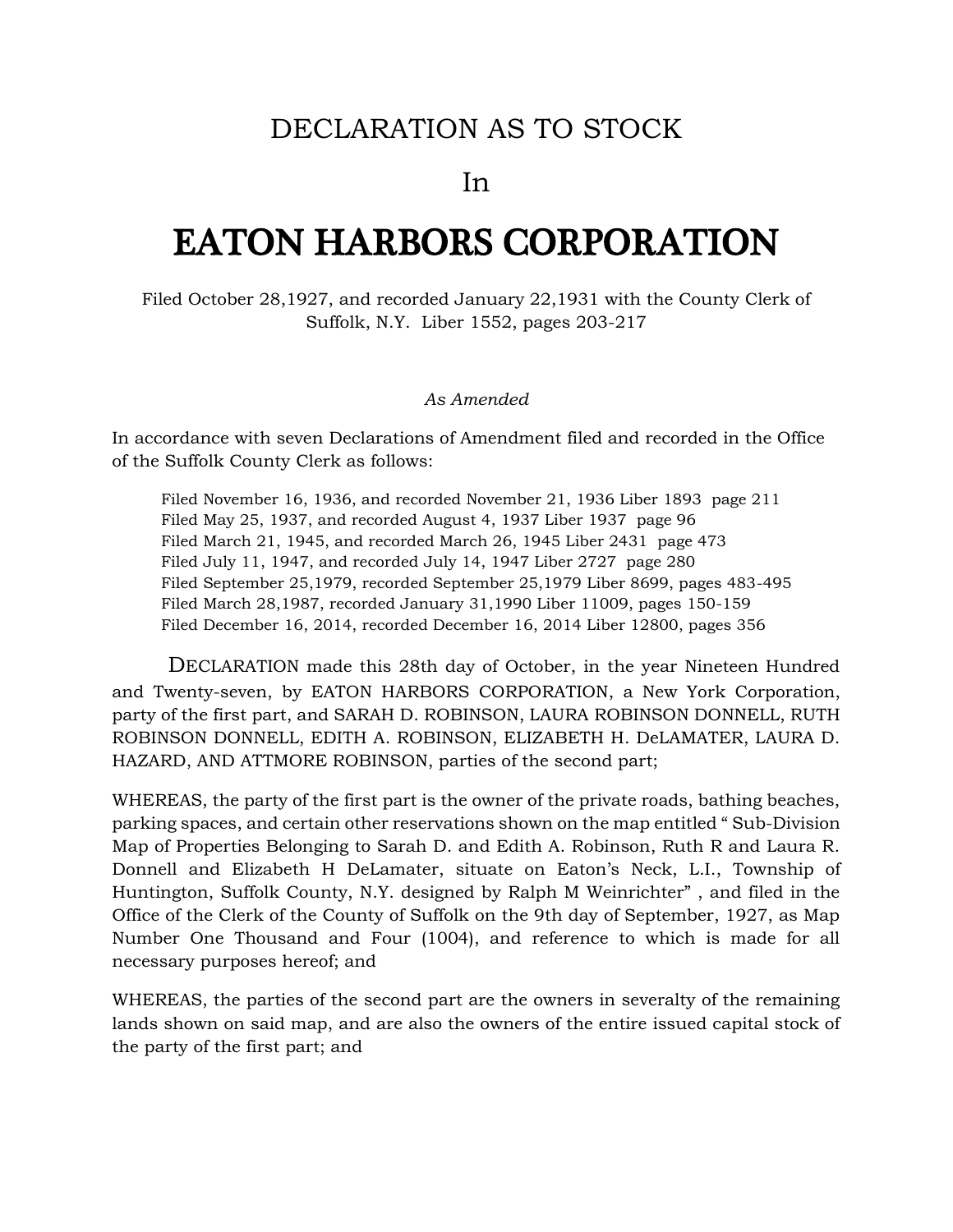# DECLARATION AS TO STOCK

# In

# EATON HARBORS CORPORATION

Filed October 28,1927, and recorded January 22,1931 with the County Clerk of Suffolk, N.Y. Liber 1552, pages 203-217

*As Amended*

In accordance with seven Declarations of Amendment filed and recorded in the Office of the Suffolk County Clerk as follows:

Filed November 16, 1936, and recorded November 21, 1936 Liber 1893 page 211
Filed May 25, 1937, and recorded August 4, 1937 Liber 1937 page 96
Filed March 21, 1945, and recorded March 26, 1945 Liber 2431 page 473
Filed July 11, 1947, and recorded July 14, 1947 Liber 2727 page 280
Filed September 25,1979, recorded September 25,1979 Liber 8699, pages 483-495
Filed March 28,1987, recorded January 31,1990 Liber 11009, pages 150-159
Filed December 16, 2014, recorded December 16, 2014 Liber 12800, pages 356

DECLARATION made this 28th day of October, in the year Nineteen Hundred and Twenty-seven, by EATON HARBORS CORPORATION, a New York Corporation, party of the first part, and SARAH D. ROBINSON, LAURA ROBINSON DONNELL, RUTH ROBINSON DONNELL, EDITH A. ROBINSON, ELIZABETH H. DeLAMATER, LAURA D. HAZARD, AND ATTMORE ROBINSON, parties of the second part;

WHEREAS, the party of the first part is the owner of the private roads, bathing beaches, parking spaces, and certain other reservations shown on the map entitled " Sub-Division Map of Properties Belonging to Sarah D. and Edith A. Robinson, Ruth R and Laura R. Donnell and Elizabeth H DeLamater, situate on Eaton's Neck, L.I., Township of Huntington, Suffolk County, N.Y. designed by Ralph M Weinrichter" , and filed in the Office of the Clerk of the County of Suffolk on the 9th day of September, 1927, as Map Number One Thousand and Four (1004), and reference to which is made for all necessary purposes hereof; and

WHEREAS, the parties of the second part are the owners in severalty of the remaining lands shown on said map, and are also the owners of the entire issued capital stock of the party of the first part; and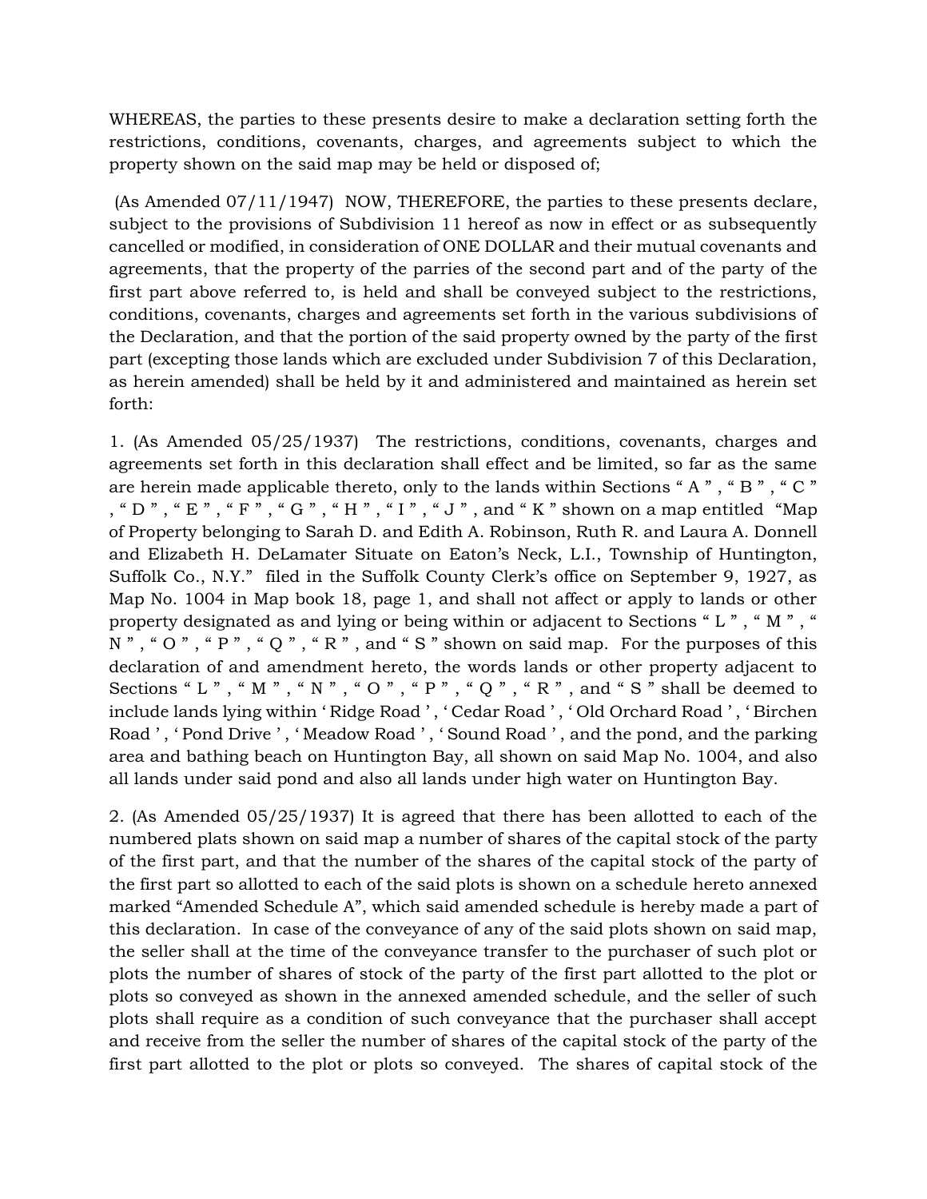WHEREAS, the parties to these presents desire to make a declaration setting forth the restrictions, conditions, covenants, charges, and agreements subject to which the property shown on the said map may be held or disposed of;

(As Amended 07/11/1947) NOW, THEREFORE, the parties to these presents declare, subject to the provisions of Subdivision 11 hereof as now in effect or as subsequently cancelled or modified, in consideration of ONE DOLLAR and their mutual covenants and agreements, that the property of the parries of the second part and of the party of the first part above referred to, is held and shall be conveyed subject to the restrictions, conditions, covenants, charges and agreements set forth in the various subdivisions of the Declaration, and that the portion of the said property owned by the party of the first part (excepting those lands which are excluded under Subdivision 7 of this Declaration, as herein amended) shall be held by it and administered and maintained as herein set forth:

1. (As Amended 05/25/1937) The restrictions, conditions, covenants, charges and agreements set forth in this declaration shall effect and be limited, so far as the same are herein made applicable thereto, only to the lands within Sections " A " , " B " , " C " , " D " , " E " , " F " , " G " , " H " , " I " , " J " , and " K " shown on a map entitled "Map of Property belonging to Sarah D. and Edith A. Robinson, Ruth R. and Laura A. Donnell and Elizabeth H. DeLamater Situate on Eaton's Neck, L.I., Township of Huntington, Suffolk Co., N.Y." filed in the Suffolk County Clerk's office on September 9, 1927, as Map No. 1004 in Map book 18, page 1, and shall not affect or apply to lands or other property designated as and lying or being within or adjacent to Sections " L " , " M " , " N " , " O " , " P " , " Q " , " R " , and " S " shown on said map. For the purposes of this declaration of and amendment hereto, the words lands or other property adjacent to Sections " L " , " M " , " N " , " O " , " P " , " Q " , " R " , and " S " shall be deemed to include lands lying within ' Ridge Road ' , ' Cedar Road ' , ' Old Orchard Road ' , ' Birchen Road ' , ' Pond Drive ' , ' Meadow Road ' , ' Sound Road ' , and the pond, and the parking area and bathing beach on Huntington Bay, all shown on said Map No. 1004, and also all lands under said pond and also all lands under high water on Huntington Bay.

2. (As Amended 05/25/1937) It is agreed that there has been allotted to each of the numbered plats shown on said map a number of shares of the capital stock of the party of the first part, and that the number of the shares of the capital stock of the party of the first part so allotted to each of the said plots is shown on a schedule hereto annexed marked "Amended Schedule A", which said amended schedule is hereby made a part of this declaration. In case of the conveyance of any of the said plots shown on said map, the seller shall at the time of the conveyance transfer to the purchaser of such plot or plots the number of shares of stock of the party of the first part allotted to the plot or plots so conveyed as shown in the annexed amended schedule, and the seller of such plots shall require as a condition of such conveyance that the purchaser shall accept and receive from the seller the number of shares of the capital stock of the party of the first part allotted to the plot or plots so conveyed. The shares of capital stock of the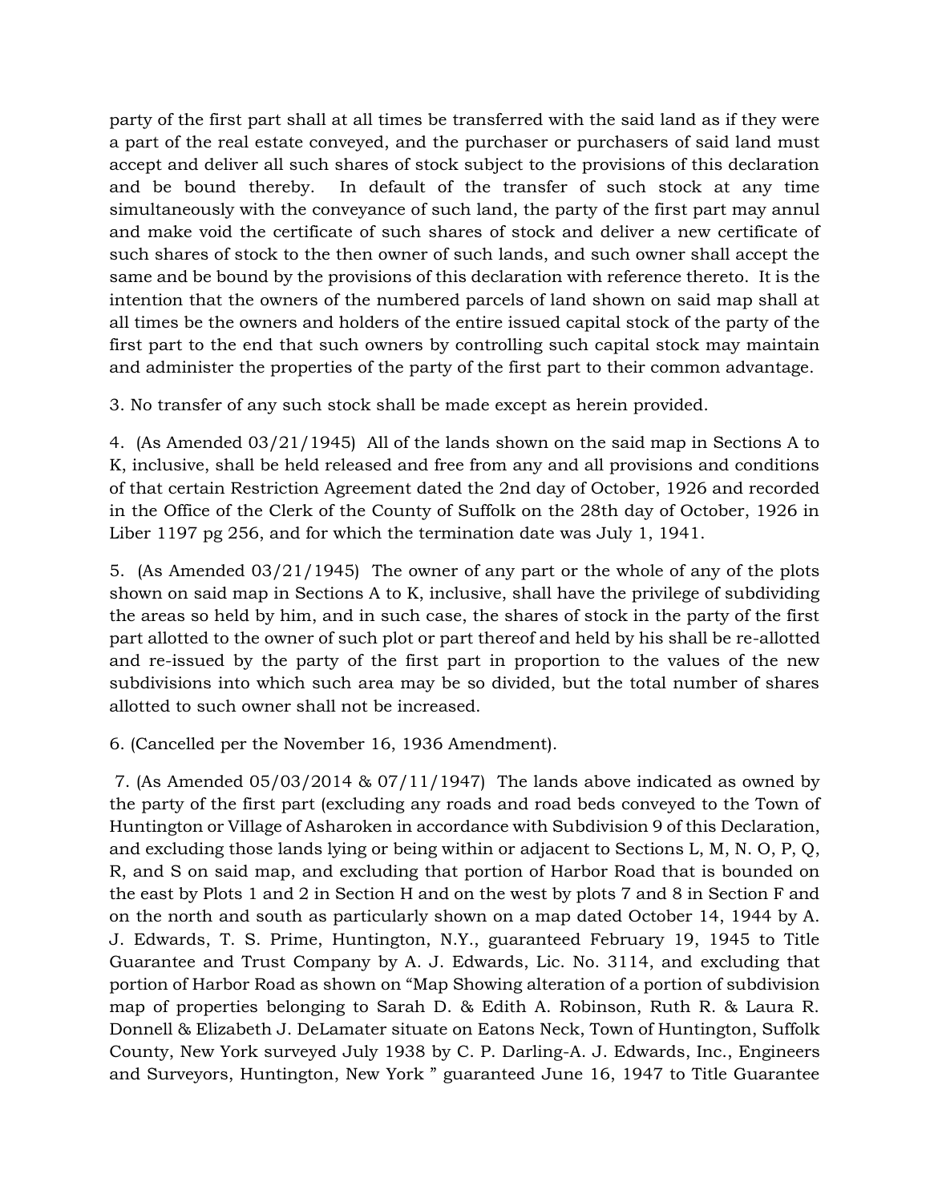party of the first part shall at all times be transferred with the said land as if they were a part of the real estate conveyed, and the purchaser or purchasers of said land must accept and deliver all such shares of stock subject to the provisions of this declaration and be bound thereby. In default of the transfer of such stock at any time simultaneously with the conveyance of such land, the party of the first part may annul and make void the certificate of such shares of stock and deliver a new certificate of such shares of stock to the then owner of such lands, and such owner shall accept the same and be bound by the provisions of this declaration with reference thereto. It is the intention that the owners of the numbered parcels of land shown on said map shall at all times be the owners and holders of the entire issued capital stock of the party of the first part to the end that such owners by controlling such capital stock may maintain and administer the properties of the party of the first part to their common advantage.

3. No transfer of any such stock shall be made except as herein provided.

4. (As Amended 03/21/1945) All of the lands shown on the said map in Sections A to K, inclusive, shall be held released and free from any and all provisions and conditions of that certain Restriction Agreement dated the 2nd day of October, 1926 and recorded in the Office of the Clerk of the County of Suffolk on the 28th day of October, 1926 in Liber 1197 pg 256, and for which the termination date was July 1, 1941.

5. (As Amended 03/21/1945) The owner of any part or the whole of any of the plots shown on said map in Sections A to K, inclusive, shall have the privilege of subdividing the areas so held by him, and in such case, the shares of stock in the party of the first part allotted to the owner of such plot or part thereof and held by his shall be re-allotted and re-issued by the party of the first part in proportion to the values of the new subdivisions into which such area may be so divided, but the total number of shares allotted to such owner shall not be increased.

6. (Cancelled per the November 16, 1936 Amendment).

7. (As Amended 05/03/2014 & 07/11/1947) The lands above indicated as owned by the party of the first part (excluding any roads and road beds conveyed to the Town of Huntington or Village of Asharoken in accordance with Subdivision 9 of this Declaration, and excluding those lands lying or being within or adjacent to Sections L, M, N. O, P, Q, R, and S on said map, and excluding that portion of Harbor Road that is bounded on the east by Plots 1 and 2 in Section H and on the west by plots 7 and 8 in Section F and on the north and south as particularly shown on a map dated October 14, 1944 by A. J. Edwards, T. S. Prime, Huntington, N.Y., guaranteed February 19, 1945 to Title Guarantee and Trust Company by A. J. Edwards, Lic. No. 3114, and excluding that portion of Harbor Road as shown on "Map Showing alteration of a portion of subdivision map of properties belonging to Sarah D. & Edith A. Robinson, Ruth R. & Laura R. Donnell & Elizabeth J. DeLamater situate on Eatons Neck, Town of Huntington, Suffolk County, New York surveyed July 1938 by C. P. Darling-A. J. Edwards, Inc., Engineers and Surveyors, Huntington, New York " guaranteed June 16, 1947 to Title Guarantee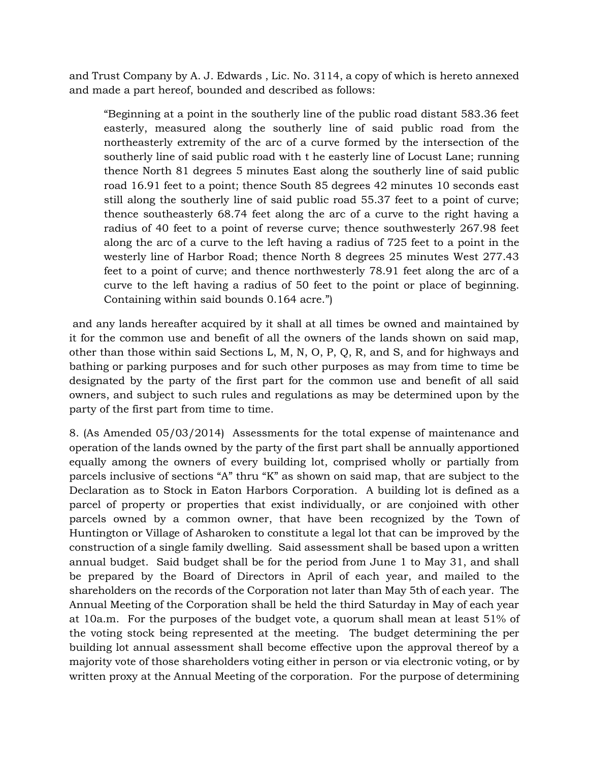and Trust Company by A. J. Edwards , Lic. No. 3114, a copy of which is hereto annexed and made a part hereof, bounded and described as follows:

> "Beginning at a point in the southerly line of the public road distant 583.36 feet easterly, measured along the southerly line of said public road from the northeasterly extremity of the arc of a curve formed by the intersection of the southerly line of said public road with t he easterly line of Locust Lane; running thence North 81 degrees 5 minutes East along the southerly line of said public road 16.91 feet to a point; thence South 85 degrees 42 minutes 10 seconds east still along the southerly line of said public road 55.37 feet to a point of curve; thence southeasterly 68.74 feet along the arc of a curve to the right having a radius of 40 feet to a point of reverse curve; thence southwesterly 267.98 feet along the arc of a curve to the left having a radius of 725 feet to a point in the westerly line of Harbor Road; thence North 8 degrees 25 minutes West 277.43 feet to a point of curve; and thence northwesterly 78.91 feet along the arc of a curve to the left having a radius of 50 feet to the point or place of beginning. Containing within said bounds 0.164 acre.")

and any lands hereafter acquired by it shall at all times be owned and maintained by it for the common use and benefit of all the owners of the lands shown on said map, other than those within said Sections L, M, N, O, P, Q, R, and S, and for highways and bathing or parking purposes and for such other purposes as may from time to time be designated by the party of the first part for the common use and benefit of all said owners, and subject to such rules and regulations as may be determined upon by the party of the first part from time to time.

8. (As Amended 05/03/2014) Assessments for the total expense of maintenance and operation of the lands owned by the party of the first part shall be annually apportioned equally among the owners of every building lot, comprised wholly or partially from parcels inclusive of sections "A" thru "K" as shown on said map, that are subject to the Declaration as to Stock in Eaton Harbors Corporation. A building lot is defined as a parcel of property or properties that exist individually, or are conjoined with other parcels owned by a common owner, that have been recognized by the Town of Huntington or Village of Asharoken to constitute a legal lot that can be improved by the construction of a single family dwelling. Said assessment shall be based upon a written annual budget. Said budget shall be for the period from June 1 to May 31, and shall be prepared by the Board of Directors in April of each year, and mailed to the shareholders on the records of the Corporation not later than May 5th of each year. The Annual Meeting of the Corporation shall be held the third Saturday in May of each year at 10a.m. For the purposes of the budget vote, a quorum shall mean at least 51% of the voting stock being represented at the meeting. The budget determining the per building lot annual assessment shall become effective upon the approval thereof by a majority vote of those shareholders voting either in person or via electronic voting, or by written proxy at the Annual Meeting of the corporation. For the purpose of determining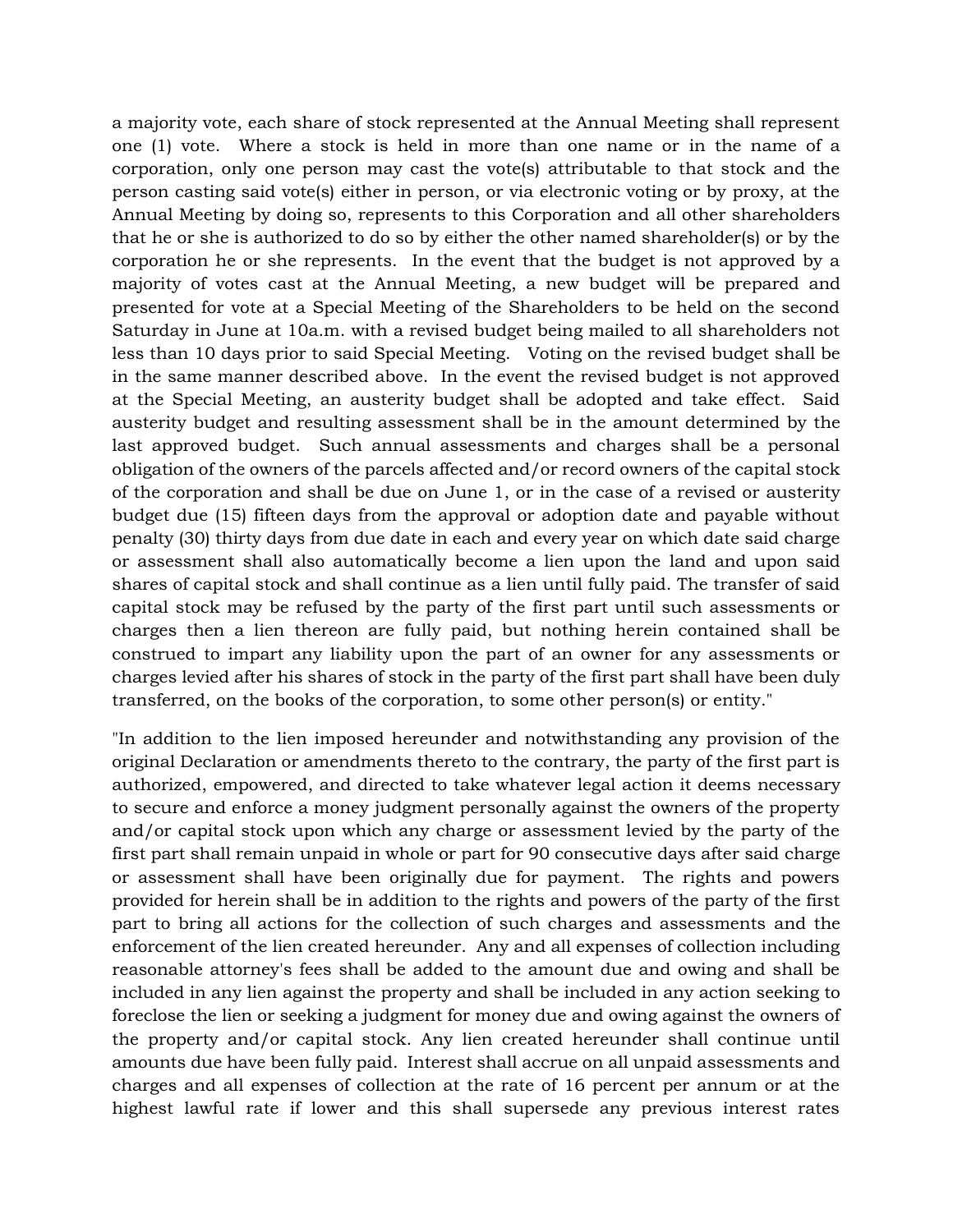a majority vote, each share of stock represented at the Annual Meeting shall represent one (1) vote. Where a stock is held in more than one name or in the name of a corporation, only one person may cast the vote(s) attributable to that stock and the person casting said vote(s) either in person, or via electronic voting or by proxy, at the Annual Meeting by doing so, represents to this Corporation and all other shareholders that he or she is authorized to do so by either the other named shareholder(s) or by the corporation he or she represents. In the event that the budget is not approved by a majority of votes cast at the Annual Meeting, a new budget will be prepared and presented for vote at a Special Meeting of the Shareholders to be held on the second Saturday in June at 10a.m. with a revised budget being mailed to all shareholders not less than 10 days prior to said Special Meeting. Voting on the revised budget shall be in the same manner described above. In the event the revised budget is not approved at the Special Meeting, an austerity budget shall be adopted and take effect. Said austerity budget and resulting assessment shall be in the amount determined by the last approved budget. Such annual assessments and charges shall be a personal obligation of the owners of the parcels affected and/or record owners of the capital stock of the corporation and shall be due on June 1, or in the case of a revised or austerity budget due (15) fifteen days from the approval or adoption date and payable without penalty (30) thirty days from due date in each and every year on which date said charge or assessment shall also automatically become a lien upon the land and upon said shares of capital stock and shall continue as a lien until fully paid. The transfer of said capital stock may be refused by the party of the first part until such assessments or charges then a lien thereon are fully paid, but nothing herein contained shall be construed to impart any liability upon the part of an owner for any assessments or charges levied after his shares of stock in the party of the first part shall have been duly transferred, on the books of the corporation, to some other person(s) or entity."

"In addition to the lien imposed hereunder and notwithstanding any provision of the original Declaration or amendments thereto to the contrary, the party of the first part is authorized, empowered, and directed to take whatever legal action it deems necessary to secure and enforce a money judgment personally against the owners of the property and/or capital stock upon which any charge or assessment levied by the party of the first part shall remain unpaid in whole or part for 90 consecutive days after said charge or assessment shall have been originally due for payment. The rights and powers provided for herein shall be in addition to the rights and powers of the party of the first part to bring all actions for the collection of such charges and assessments and the enforcement of the lien created hereunder. Any and all expenses of collection including reasonable attorney's fees shall be added to the amount due and owing and shall be included in any lien against the property and shall be included in any action seeking to foreclose the lien or seeking a judgment for money due and owing against the owners of the property and/or capital stock. Any lien created hereunder shall continue until amounts due have been fully paid. Interest shall accrue on all unpaid assessments and charges and all expenses of collection at the rate of 16 percent per annum or at the highest lawful rate if lower and this shall supersede any previous interest rates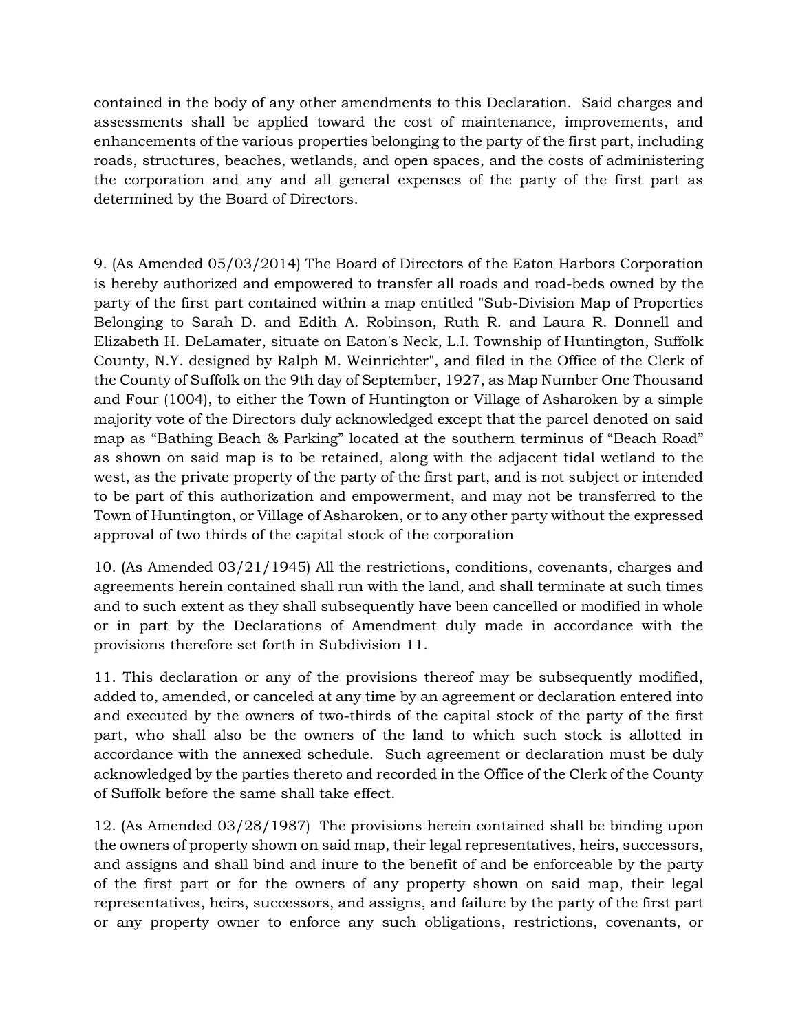contained in the body of any other amendments to this Declaration. Said charges and assessments shall be applied toward the cost of maintenance, improvements, and enhancements of the various properties belonging to the party of the first part, including roads, structures, beaches, wetlands, and open spaces, and the costs of administering the corporation and any and all general expenses of the party of the first part as determined by the Board of Directors.

9. (As Amended 05/03/2014) The Board of Directors of the Eaton Harbors Corporation is hereby authorized and empowered to transfer all roads and road-beds owned by the party of the first part contained within a map entitled "Sub-Division Map of Properties Belonging to Sarah D. and Edith A. Robinson, Ruth R. and Laura R. Donnell and Elizabeth H. DeLamater, situate on Eaton's Neck, L.I. Township of Huntington, Suffolk County, N.Y. designed by Ralph M. Weinrichter", and filed in the Office of the Clerk of the County of Suffolk on the 9th day of September, 1927, as Map Number One Thousand and Four (1004), to either the Town of Huntington or Village of Asharoken by a simple majority vote of the Directors duly acknowledged except that the parcel denoted on said map as "Bathing Beach & Parking" located at the southern terminus of "Beach Road" as shown on said map is to be retained, along with the adjacent tidal wetland to the west, as the private property of the party of the first part, and is not subject or intended to be part of this authorization and empowerment, and may not be transferred to the Town of Huntington, or Village of Asharoken, or to any other party without the expressed approval of two thirds of the capital stock of the corporation

10. (As Amended 03/21/1945) All the restrictions, conditions, covenants, charges and agreements herein contained shall run with the land, and shall terminate at such times and to such extent as they shall subsequently have been cancelled or modified in whole or in part by the Declarations of Amendment duly made in accordance with the provisions therefore set forth in Subdivision 11.

11. This declaration or any of the provisions thereof may be subsequently modified, added to, amended, or canceled at any time by an agreement or declaration entered into and executed by the owners of two-thirds of the capital stock of the party of the first part, who shall also be the owners of the land to which such stock is allotted in accordance with the annexed schedule. Such agreement or declaration must be duly acknowledged by the parties thereto and recorded in the Office of the Clerk of the County of Suffolk before the same shall take effect.

12. (As Amended 03/28/1987) The provisions herein contained shall be binding upon the owners of property shown on said map, their legal representatives, heirs, successors, and assigns and shall bind and inure to the benefit of and be enforceable by the party of the first part or for the owners of any property shown on said map, their legal representatives, heirs, successors, and assigns, and failure by the party of the first part or any property owner to enforce any such obligations, restrictions, covenants, or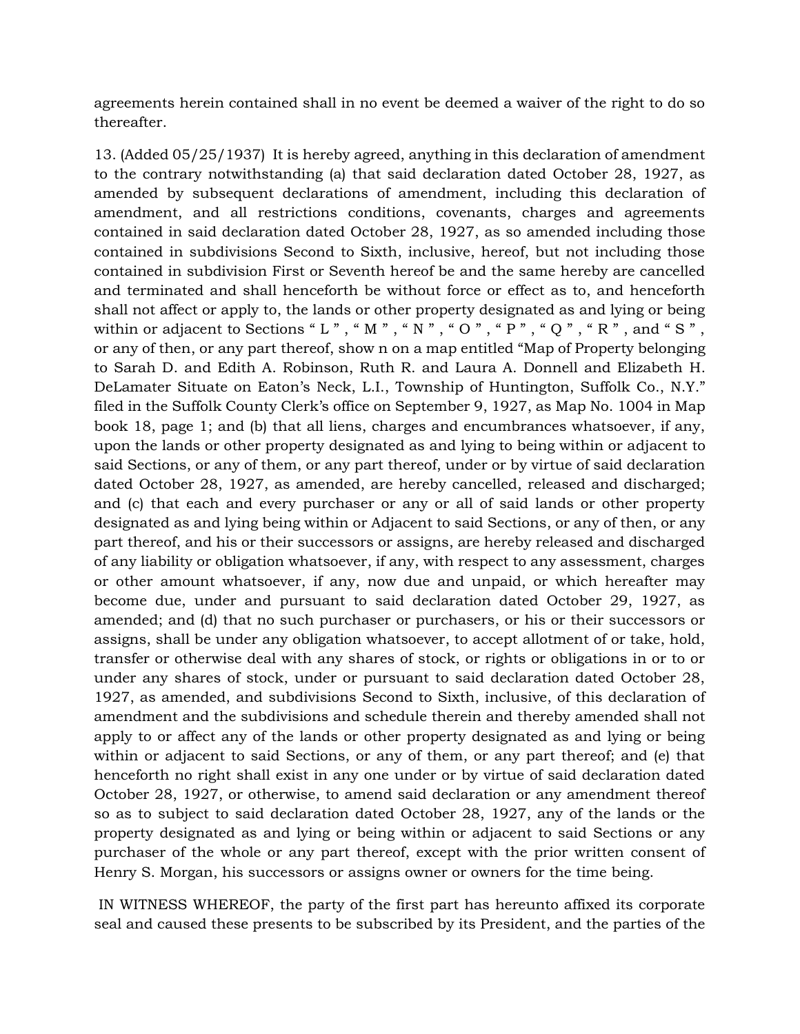agreements herein contained shall in no event be deemed a waiver of the right to do so thereafter.

13. (Added 05/25/1937) It is hereby agreed, anything in this declaration of amendment to the contrary notwithstanding (a) that said declaration dated October 28, 1927, as amended by subsequent declarations of amendment, including this declaration of amendment, and all restrictions conditions, covenants, charges and agreements contained in said declaration dated October 28, 1927, as so amended including those contained in subdivisions Second to Sixth, inclusive, hereof, but not including those contained in subdivision First or Seventh hereof be and the same hereby are cancelled and terminated and shall henceforth be without force or effect as to, and henceforth shall not affect or apply to, the lands or other property designated as and lying or being within or adjacent to Sections " L " , " M " , " N " , " O " , " P " , " Q " , " R " , and " S " , or any of then, or any part thereof, show n on a map entitled "Map of Property belonging to Sarah D. and Edith A. Robinson, Ruth R. and Laura A. Donnell and Elizabeth H. DeLamater Situate on Eaton's Neck, L.I., Township of Huntington, Suffolk Co., N.Y." filed in the Suffolk County Clerk's office on September 9, 1927, as Map No. 1004 in Map book 18, page 1; and (b) that all liens, charges and encumbrances whatsoever, if any, upon the lands or other property designated as and lying to being within or adjacent to said Sections, or any of them, or any part thereof, under or by virtue of said declaration dated October 28, 1927, as amended, are hereby cancelled, released and discharged; and (c) that each and every purchaser or any or all of said lands or other property designated as and lying being within or Adjacent to said Sections, or any of then, or any part thereof, and his or their successors or assigns, are hereby released and discharged of any liability or obligation whatsoever, if any, with respect to any assessment, charges or other amount whatsoever, if any, now due and unpaid, or which hereafter may become due, under and pursuant to said declaration dated October 29, 1927, as amended; and (d) that no such purchaser or purchasers, or his or their successors or assigns, shall be under any obligation whatsoever, to accept allotment of or take, hold, transfer or otherwise deal with any shares of stock, or rights or obligations in or to or under any shares of stock, under or pursuant to said declaration dated October 28, 1927, as amended, and subdivisions Second to Sixth, inclusive, of this declaration of amendment and the subdivisions and schedule therein and thereby amended shall not apply to or affect any of the lands or other property designated as and lying or being within or adjacent to said Sections, or any of them, or any part thereof; and (e) that henceforth no right shall exist in any one under or by virtue of said declaration dated October 28, 1927, or otherwise, to amend said declaration or any amendment thereof so as to subject to said declaration dated October 28, 1927, any of the lands or the property designated as and lying or being within or adjacent to said Sections or any purchaser of the whole or any part thereof, except with the prior written consent of Henry S. Morgan, his successors or assigns owner or owners for the time being.

IN WITNESS WHEREOF, the party of the first part has hereunto affixed its corporate seal and caused these presents to be subscribed by its President, and the parties of the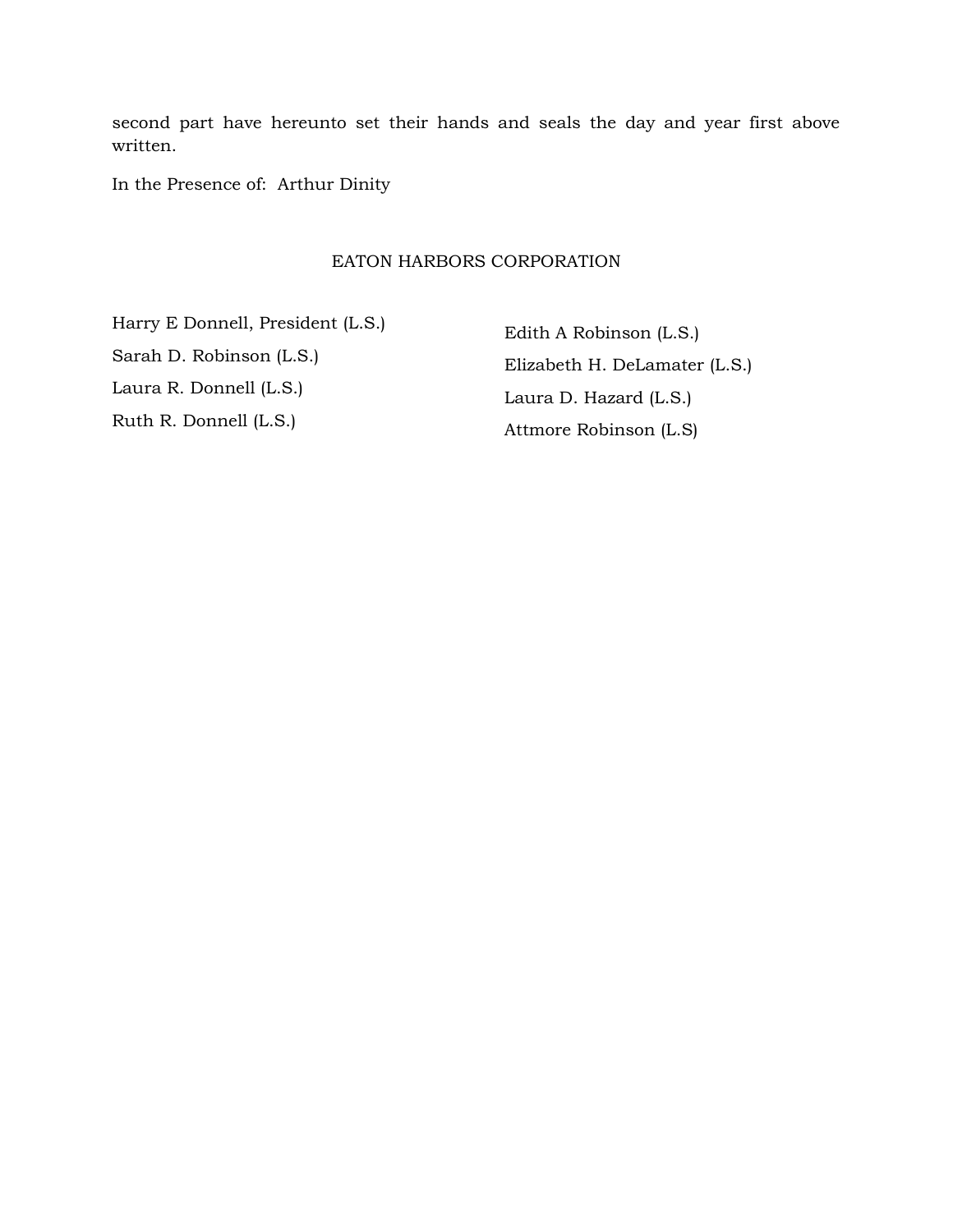second part have hereunto set their hands and seals the day and year first above written.

In the Presence of: Arthur Dinity

EATON HARBORS CORPORATION

Harry E Donnell, President (L.S.)

Sarah D. Robinson (L.S.)

Laura R. Donnell (L.S.)

Ruth R. Donnell (L.S.)

Edith A Robinson (L.S.)

Elizabeth H. DeLamater (L.S.)

Laura D. Hazard (L.S.)

Attmore Robinson (L.S)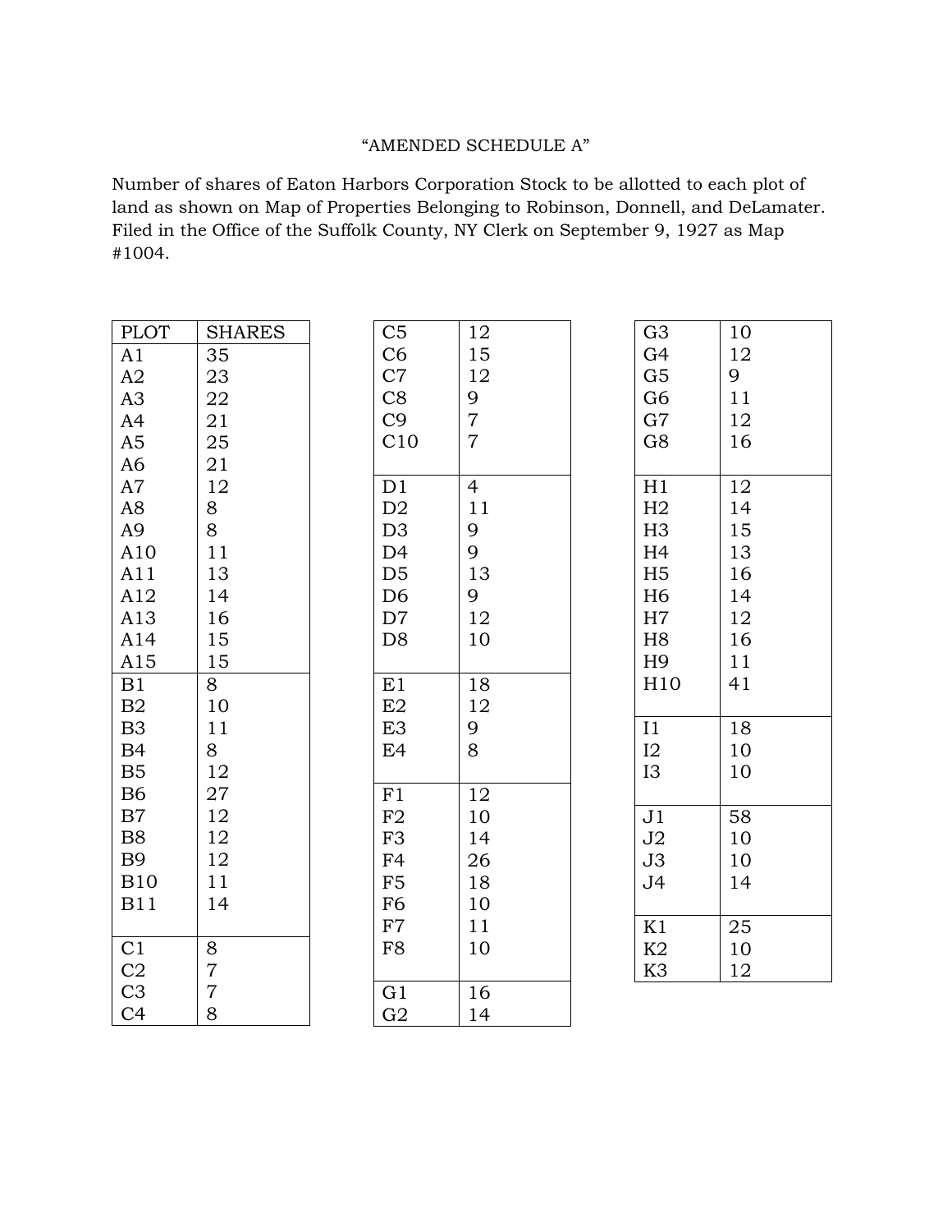"AMENDED SCHEDULE A"

Number of shares of Eaton Harbors Corporation Stock to be allotted to each plot of land as shown on Map of Properties Belonging to Robinson, Donnell, and DeLamater. Filed in the Office of the Suffolk County, NY Clerk on September 9, 1927 as Map #1004.

| PLOT | SHARES |
|---|---|
| A1 | 35 |
| A2 | 23 |
| A3 | 22 |
| A4 | 21 |
| A5 | 25 |
| A6 | 21 |
| A7 | 12 |
| A8 | 8 |
| A9 | 8 |
| A10 | 11 |
| A11 | 13 |
| A12 | 14 |
| A13 | 16 |
| A14 | 15 |
| A15 | 15 |
| B1 | 8 |
| B2 | 10 |
| B3 | 11 |
| B4 | 8 |
| B5 | 12 |
| B6 | 27 |
| B7 | 12 |
| B8 | 12 |
| B9 | 12 |
| B10 | 11 |
| B11 | 14 |
| C1 | 8 |
| C2 | 7 |
| C3 | 7 |
| C4 | 8 |
| C5 | 12 |
| C6 | 15 |
| C7 | 12 |
| C8 | 9 |
| C9 | 7 |
| C10 | 7 |
| D1 | 4 |
| D2 | 11 |
| D3 | 9 |
| D4 | 9 |
| D5 | 13 |
| D6 | 9 |
| D7 | 12 |
| D8 | 10 |
| E1 | 18 |
| E2 | 12 |
| E3 | 9 |
| E4 | 8 |
| F1 | 12 |
| F2 | 10 |
| F3 | 14 |
| F4 | 26 |
| F5 | 18 |
| F6 | 10 |
| F7 | 11 |
| F8 | 10 |
| G1 | 16 |
| G2 | 14 |
| G3 | 10 |
| G4 | 12 |
| G5 | 9 |
| G6 | 11 |
| G7 | 12 |
| G8 | 16 |
| H1 | 12 |
| H2 | 14 |
| H3 | 15 |
| H4 | 13 |
| H5 | 16 |
| H6 | 14 |
| H7 | 12 |
| H8 | 16 |
| H9 | 11 |
| H10 | 41 |
| I1 | 18 |
| I2 | 10 |
| I3 | 10 |
| J1 | 58 |
| J2 | 10 |
| J3 | 10 |
| J4 | 14 |
| K1 | 25 |
| K2 | 10 |
| K3 | 12 |